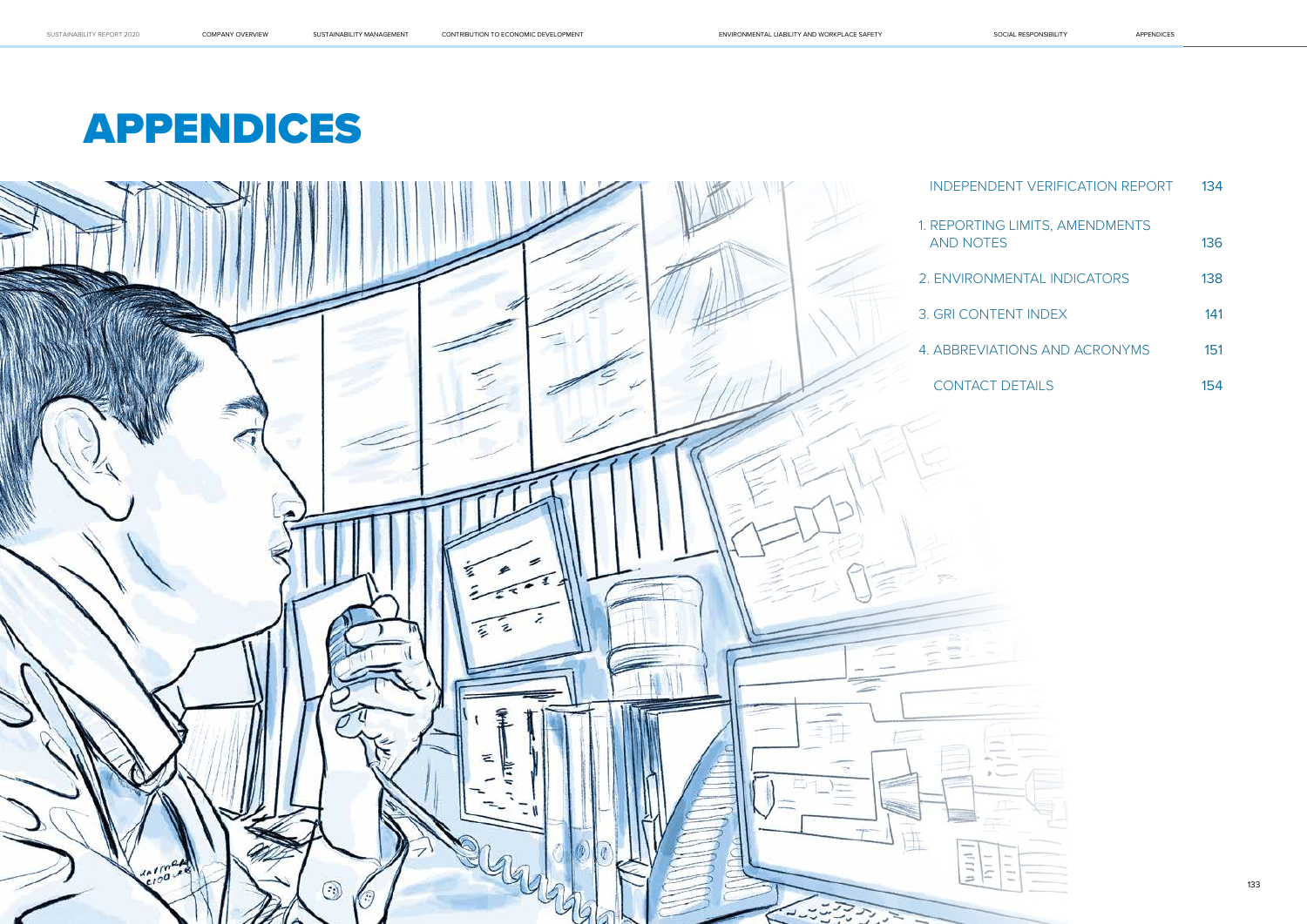# APPENDICES

| | |
|---|---|
| INDEPENDENT VERIFICATION REPORT | 134 |
| 1. REPORTING LIMITS, AMENDMENTS AND NOTES | 136 |
| 2. ENVIRONMENTAL INDICATORS | 138 |
| 3. GRI CONTENT INDEX | 141 |
| 4. ABBREVIATIONS AND ACRONYMS | 151 |
| CONTACT DETAILS | 154 |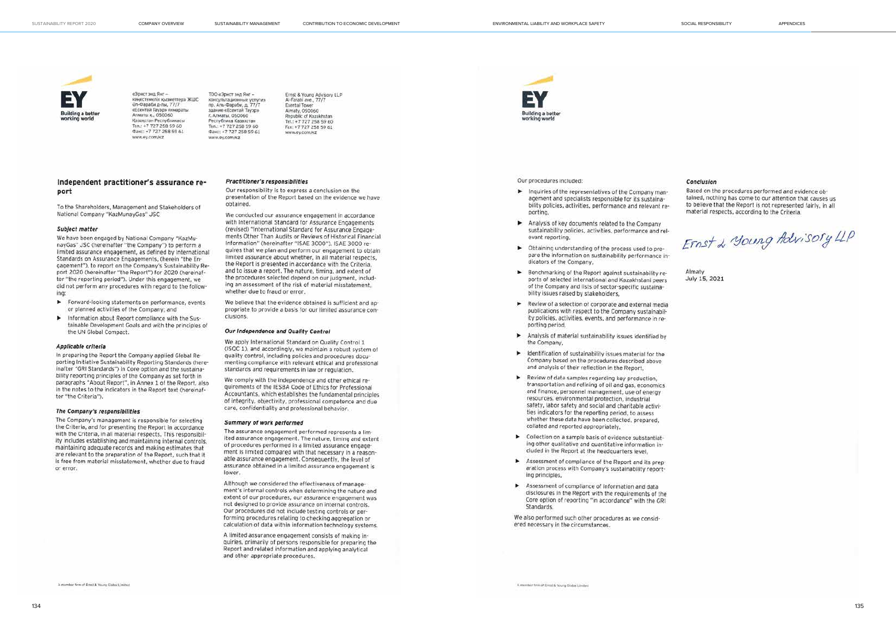«Эрнст энд Янг – консультациялық қызметтер» ЖШС
Әл-Фараби д-лы, 77/7
«Есентай Тауэр» ғимараты
Алматы қ., 050060
Қазақстан Республикасы
Тел.: +7 727 258 59 60
Факс: +7 727 258 59 61
www.ey.com/kz

ТОО «Эрнст энд Янг – консультационные услуги»
пр. Аль-Фараби, д. 77/7
здание «Есентай Тауэр»
г. Алматы, 050060
Республика Казахстан
Тел.: +7 727 258 59 60
Факс: +7 727 258 59 61
www.ey.com/kz

Ernst & Young Advisory LLP
Al-Farabi ave., 77/7
Esentai Tower
Almaty, 050060
Republic of Kazakhstan
Tel.: +7 727 258 59 60
Fax: +7 727 258 59 61
www.ey.com/kz

## Independent practitioner's assurance report

To the Shareholders, Management and Stakeholders of National Company "KazMunayGas" JSC

### *Subject matter*

We have been engaged by National Company "KazMunayGas" JSC (hereinafter "the Company") to perform a limited assurance engagement, as defined by International Standards on Assurance Engagements, (herein "the Engagement"), to report on the Company's Sustainability Report 2020 (hereinafter "the Report") for 2020 (hereinafter "the reporting period"). Under this engagement, we did not perform any procedures with regard to the following:

- Forward-looking statements on performance, events or planned activities of the Company; and
- Information about Report compliance with the Sustainable Development Goals and with the principles of the UN Global Compact.

### *Applicable criteria*

In preparing the Report the Company applied Global Reporting Initiative Sustainability Reporting Standards (hereinafter "GRI Standards") in Core option and the sustainability reporting principles of the Company as set forth in paragraphs "About Report", in Annex 1 of the Report, also in the notes to the indicators in the Report text (hereinafter "the Criteria").

### *The Company's responsibilities*

The Company's management is responsible for selecting the Criteria, and for presenting the Report in accordance with the Criteria, in all material respects. This responsibility includes establishing and maintaining internal controls, maintaining adequate records and making estimates that are relevant to the preparation of the Report, such that it is free from material misstatement, whether due to fraud or error.

### *Practitioner's responsibilities*

Our responsibility is to express a conclusion on the presentation of the Report based on the evidence we have obtained.

We conducted our assurance engagement in accordance with International Standard for Assurance Engagements (revised) "International Standard for Assurance Engagements Other Than Audits or Reviews of Historical Financial Information" (hereinafter "ISAE 3000"). ISAE 3000 requires that we plan and perform our engagement to obtain limited assurance about whether, in all material respects, the Report is presented in accordance with the Criteria, and to issue a report. The nature, timing, and extent of the procedures selected depend on our judgment, including an assessment of the risk of material misstatement, whether due to fraud or error.

We believe that the evidence obtained is sufficient and appropriate to provide a basis for our limited assurance conclusions.

### *Our Independence and Quality Control*

We apply International Standard on Quality Control 1 (ISQC 1), and accordingly, we maintain a robust system of quality control, including policies and procedures documenting compliance with relevant ethical and professional standards and requirements in law or regulation.

We comply with the independence and other ethical requirements of the IESBA Code of Ethics for Professional Accountants, which establishes the fundamental principles of integrity, objectivity, professional competence and due care, confidentiality and professional behavior.

### *Summary of work performed*

The assurance engagement performed represents a limited assurance engagement. The nature, timing and extent of procedures performed in a limited assurance engagement is limited compared with that necessary in a reasonable assurance engagement. Consequently, the level of assurance obtained in a limited assurance engagement is lower.

Although we considered the effectiveness of management's internal controls when determining the nature and extent of our procedures, our assurance engagement was not designed to provide assurance on internal controls. Our procedures did not include testing controls or performing procedures relating to checking aggregation or calculation of data within information technology systems.

A limited assurance engagement consists of making inquiries, primarily of persons responsible for preparing the Report and related information and applying analytical and other appropriate procedures.

Our procedures included:

- Inquiries of the representatives of the Company management and specialists responsible for its sustainability policies, activities, performance and relevant reporting,
- Analysis of key documents related to the Company sustainability policies, activities, performance and relevant reporting,
- Obtaining understanding of the process used to prepare the information on sustainability performance indicators of the Company,
- Benchmarking of the Report against sustainability reports of selected international and Kazakhstani peers of the Company and lists of sector-specific sustainability issues raised by stakeholders,
- Review of a selection of corporate and external media publications with respect to the Company sustainability policies, activities, events, and performance in reporting period,
- Analysis of material sustainability issues identified by the Company,
- Identification of sustainability issues material for the Company based on the procedures described above and analysis of their reflection in the Report,
- Review of data samples regarding key production, transportation and refining of oil and gas, economics and finance, personnel management, use of energy resources, environmental protection, industrial safety, labor safety and social and charitable activities indicators for the reporting period, to assess whether these data have been collected, prepared, collated and reported appropriately,
- Collection on a sample basis of evidence substantiating other qualitative and quantitative information included in the Report at the headquarters level,
- Assessment of compliance of the Report and its preparation process with Company's sustainability reporting principles,
- Assessment of compliance of information and data disclosures in the Report with the requirements of the Core option of reporting "in accordance" with the GRI Standards.

We also performed such other procedures as we considered necessary in the circumstances.

### *Conclusion*

Based on the procedures performed and evidence obtained, nothing has come to our attention that causes us to believe that the Report is not represented fairly, in all material respects, according to the Criteria.

Ernst & Young Advisory LLP

Almaty
July 15, 2021

A member firm of Ernst & Young Global Limited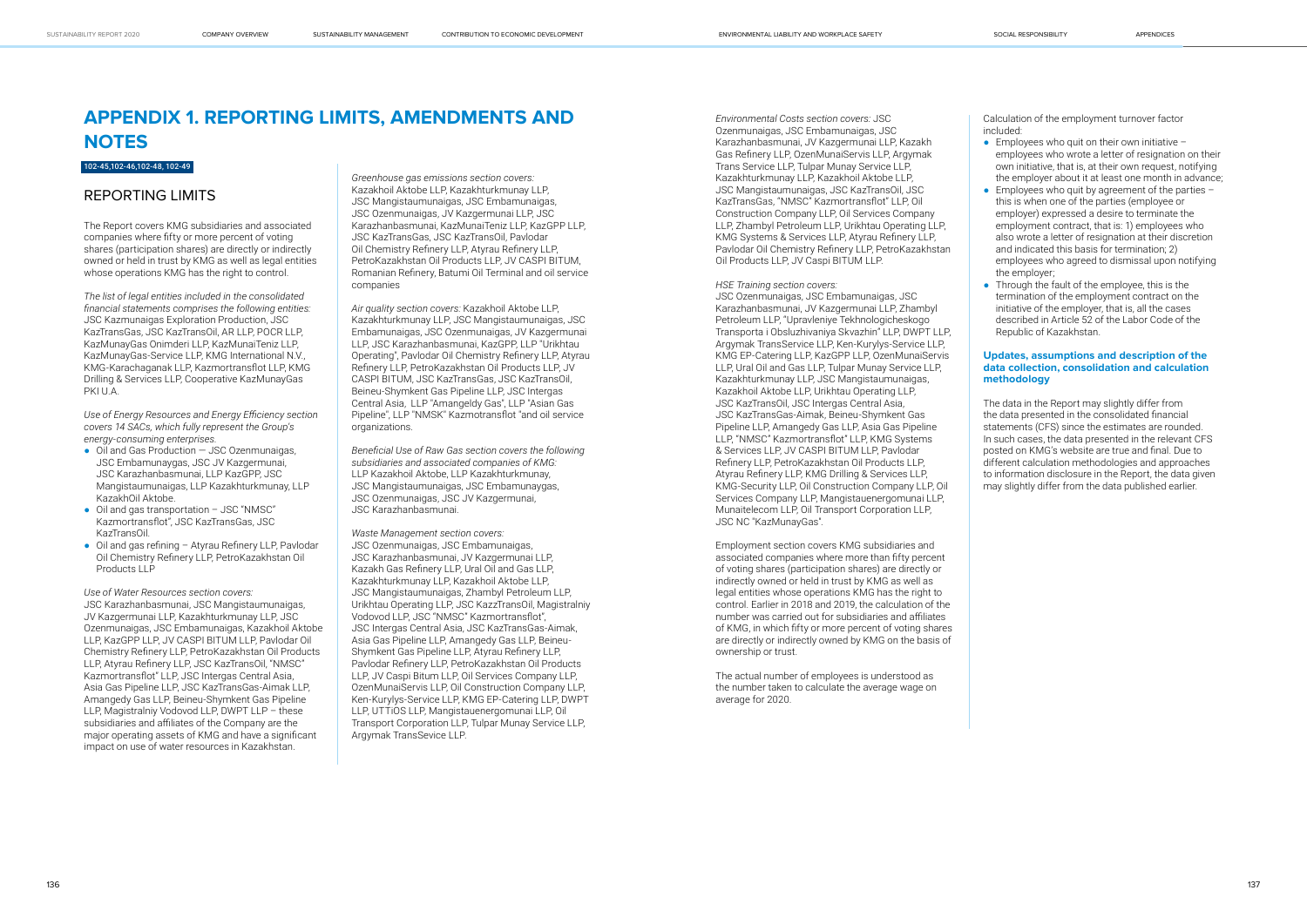# APPENDIX 1. REPORTING LIMITS, AMENDMENTS AND NOTES

102-45,102-46,102-48, 102-49

## REPORTING LIMITS

The Report covers KMG subsidiaries and associated companies where fifty or more percent of voting shares (participation shares) are directly or indirectly owned or held in trust by KMG as well as legal entities whose operations KMG has the right to control.

*The list of legal entities included in the consolidated financial statements comprises the following entities:* JSC Kazmunaigas Exploration Production, JSC KazTransGas, JSC KazTransOil, AR LLP, POCR LLP, KazMunayGas Onimderi LLP, KazMunaiTeniz LLP, KazMunayGas-Service LLP, KMG International N.V., KMG-Karachaganak LLP, Kazmortransflot LLP, KMG Drilling & Services LLP, Cooperative KazMunayGas PKI U.A.

*Use of Energy Resources and Energy Efficiency section covers 14 SACs, which fully represent the Group's energy-consuming enterprises.*

- Oil and Gas Production — JSC Ozenmunaigas, JSC Embamunaygas, JSC JV Kazgermunai, JSC Karazhanbasmunai, LLP KazGPP, JSC Mangistaumunaigas, LLP Kazakhturkmunay, LLP KazakhOil Aktobe.
- Oil and gas transportation – JSC "NMSC" Kazmortransflot", JSC KazTransGas, JSC KazTransOil.
- Oil and gas refining – Atyrau Refinery LLP, Pavlodar Oil Chemistry Refinery LLP, PetroKazakhstan Oil Products LLP

*Use of Water Resources section covers:*
JSC Karazhanbasmunai, JSC Mangistaumunaigas, JV Kazgermunai LLP, Kazakhturkmunay LLP, JSC Ozenmunaigas, JSC Embamunaigas, Kazakhoil Aktobe LLP, KazGPP LLP, JV CASPI BITUM LLP, Pavlodar Oil Chemistry Refinery LLP, PetroKazakhstan Oil Products LLP, Atyrau Refinery LLP, JSC KazTransOil, "NMSC" Kazmortransflot" LLP, JSC Intergas Central Asia, Asia Gas Pipeline LLP, JSC KazTransGas-Aimak LLP, Amangedy Gas LLP, Beineu-Shymkent Gas Pipeline LLP, Magistralniy Vodovod LLP, DWPT LLP – these subsidiaries and affiliates of the Company are the major operating assets of KMG and have a significant impact on use of water resources in Kazakhstan.

*Greenhouse gas emissions section covers:*
Kazakhoil Aktobe LLP, Kazakhturkmunay LLP, JSC Mangistaumunaigas, JSC Embamunaigas, JSC Ozenmunaigas, JV Kazgermunai LLP, JSC Karazhanbasmunai, KazMunaiTeniz LLP, KazGPP LLP, JSC KazTransGas, JSC KazTransOil, Pavlodar Oil Chemistry Refinery LLP, Atyrau Refinery LLP, PetroKazakhstan Oil Products LLP, JV CASPI BITUM, Romanian Refinery, Batumi Oil Terminal and oil service companies

*Air quality section covers:* Kazakhoil Aktobe LLP, Kazakhturkmunay LLP, JSC Mangistaumunaigas, JSC Embamunaigas, JSC Ozenmunaigas, JV Kazgermunai LLP, JSC Karazhanbasmunai, KazGPP, LLP "Urikhtau Operating", Pavlodar Oil Chemistry Refinery LLP, Atyrau Refinery LLP, PetroKazakhstan Oil Products LLP, JV CASPI BITUM, JSC KazTransGas, JSC KazTransOil, Beineu-Shymkent Gas Pipeline LLP, JSC Intergas Central Asia, LLP "Amangeldy Gas", LLP "Asian Gas Pipeline", LLP "NMSK" Kazmotransflot "and oil service organizations.

*Beneficial Use of Raw Gas section covers the following subsidiaries and associated companies of KMG:*
LLP Kazakhoil Aktobe, LLP Kazakhturkmunay, JSC Mangistaumunaigas, JSC Embamunaygas, JSC Ozenmunaigas, JSC JV Kazgermunai, JSC Karazhanbasmunai.

*Waste Management section covers:*
JSC Ozenmunaigas, JSC Embamunaigas, JSC Karazhanbasmunai, JV Kazgermunai LLP, Kazakh Gas Refinery LLP, Ural Oil and Gas LLP, Kazakhturkmunay LLP, Kazakhoil Aktobe LLP, JSC Mangistaumunaigas, Zhambyl Petroleum LLP, Urikhtau Operating LLP, JSC KazzTransOil, Magistralniy Vodovod LLP, JSC "NMSC" Kazmortransflot", JSC Intergas Central Asia, JSC KazTransGas-Aimak, Asia Gas Pipeline LLP, Amangedy Gas LLP, Beineu-Shymkent Gas Pipeline LLP, Atyrau Refinery LLP, Pavlodar Refinery LLP, PetroKazakhstan Oil Products LLP, JV Caspi Bitum LLP, Oil Services Company LLP, OzenMunaiServis LLP, Oil Construction Company LLP, Ken-Kurylys-Service LLP, KMG EP-Catering LLP, DWPT LLP, UTTiOS LLP, Mangistauenergomunai LLP, Oil Transport Corporation LLP, Tulpar Munay Service LLP, Argymak TransSevice LLP.

*Environmental Costs section covers:* JSC Ozenmunaigas, JSC Embamunaigas, JSC Karazhanbasmunai, JV Kazgermunai LLP, Kazakh Gas Refinery LLP, OzenMunaiServis LLP, Argymak Trans Service LLP, Tulpar Munay Service LLP, Kazakhturkmunay LLP, Kazakhoil Aktobe LLP, JSC Mangistaumunaigas, JSC KazTransOil, JSC KazTransGas, "NMSC" Kazmortransflot" LLP, Oil Construction Company LLP, Oil Services Company LLP, Zhambyl Petroleum LLP, Urikhtau Operating LLP, KMG Systems & Services LLP, Atyrau Refinery LLP, Pavlodar Oil Chemistry Refinery LLP, PetroKazakhstan Oil Products LLP, JV Caspi BITUM LLP.

*HSE Training section covers:*
JSC Ozenmunaigas, JSC Embamunaigas, JSC Karazhanbasmunai, JV Kazgermunai LLP, Zhambyl Petroleum LLP, "Upravleniye Tekhnologicheskogo Transporta i Obsluzhivaniya Skvazhin" LLP, DWPT LLP, Argymak TransService LLP, Ken-Kurylys-Service LLP, KMG EP-Catering LLP, KazGPP LLP, OzenMunaiServis LLP, Ural Oil and Gas LLP, Tulpar Munay Service LLP, Kazakhturkmunay LLP, JSC Mangistaumunaigas, Kazakhoil Aktobe LLP, Urikhtau Operating LLP, JSC KazTransOil, JSC Intergas Central Asia, JSC KazTransGas-Aimak, Beineu-Shymkent Gas Pipeline LLP, Amangedy Gas LLP, Asia Gas Pipeline LLP, "NMSC" Kazmortransflot" LLP, KMG Systems & Services LLP, JV CASPI BITUM LLP, Pavlodar Refinery LLP, PetroKazakhstan Oil Products LLP, Atyrau Refinery LLP, KMG Drilling & Services LLP, KMG-Security LLP, Oil Construction Company LLP, Oil Services Company LLP, Mangistauenergomunai LLP, Munaitelecom LLP, Oil Transport Corporation LLP, JSC NC "KazMunayGas".

Employment section covers KMG subsidiaries and associated companies where more than fifty percent of voting shares (participation shares) are directly or indirectly owned or held in trust by KMG as well as legal entities whose operations KMG has the right to control. Earlier in 2018 and 2019, the calculation of the number was carried out for subsidiaries and affiliates of KMG, in which fifty or more percent of voting shares are directly or indirectly owned by KMG on the basis of ownership or trust.

The actual number of employees is understood as the number taken to calculate the average wage on average for 2020.

Calculation of the employment turnover factor included:

- Employees who quit on their own initiative – employees who wrote a letter of resignation on their own initiative, that is, at their own request, notifying the employer about it at least one month in advance;
- Employees who quit by agreement of the parties – this is when one of the parties (employee or employer) expressed a desire to terminate the employment contract, that is: 1) employees who also wrote a letter of resignation at their discretion and indicated this basis for termination; 2) employees who agreed to dismissal upon notifying the employer;
- Through the fault of the employee, this is the termination of the employment contract on the initiative of the employer, that is, all the cases described in Article 52 of the Labor Code of the Republic of Kazakhstan.

### Updates, assumptions and description of the data collection, consolidation and calculation methodology

The data in the Report may slightly differ from the data presented in the consolidated financial statements (CFS) since the estimates are rounded. In such cases, the data presented in the relevant CFS posted on KMG's website are true and final. Due to different calculation methodologies and approaches to information disclosure in the Report, the data given may slightly differ from the data published earlier.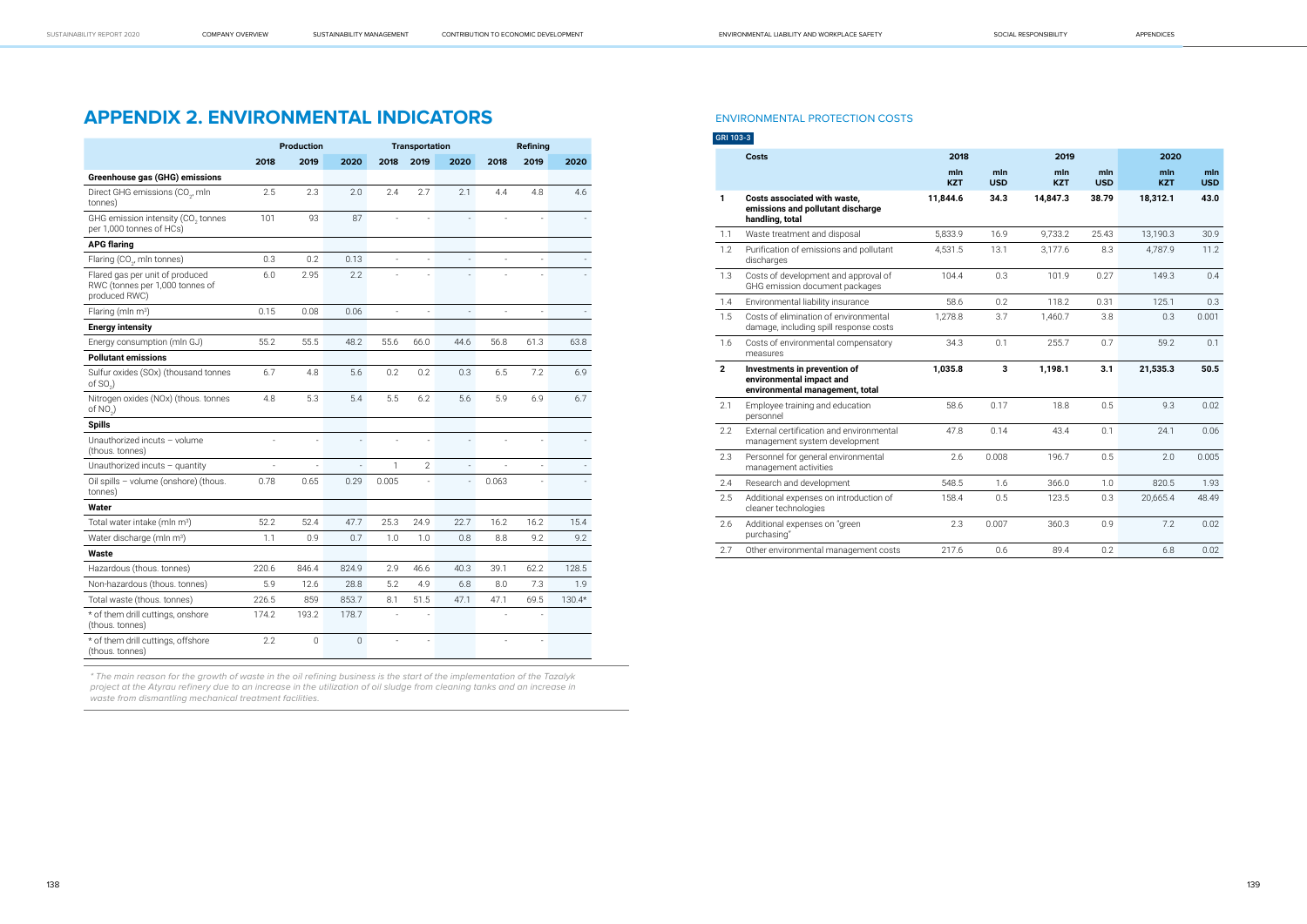# APPENDIX 2. ENVIRONMENTAL INDICATORS

| | Production | | | Transportation | | | Refining | | |
|---|---|---|---|---|---|---|---|---|---|
| | 2018 | 2019 | 2020 | 2018 | 2019 | 2020 | 2018 | 2019 | 2020 |
| **Greenhouse gas (GHG) emissions** | | | | | | | | | |
| Direct GHG emissions ($CO_2$, mln tonnes) | 2.5 | 2.3 | 2.0 | 2.4 | 2.7 | 2.1 | 4.4 | 4.8 | 4.6 |
| GHG emission intensity ($CO_2$ tonnes per 1,000 tonnes of HCs) | 101 | 93 | 87 | - | - | - | - | - | - |
| **APG flaring** | | | | | | | | | |
| Flaring ($CO_2$, mln tonnes) | 0.3 | 0.2 | 0.13 | - | - | - | - | - | - |
| Flared gas per unit of produced RWC (tonnes per 1,000 tonnes of produced RWC) | 6.0 | 2.95 | 2.2 | - | - | - | - | - | - |
| Flaring (mln $m^3$) | 0.15 | 0.08 | 0.06 | - | - | - | - | - | - |
| **Energy intensity** | | | | | | | | | |
| Energy consumption (mln GJ) | 55.2 | 55.5 | 48.2 | 55.6 | 66.0 | 44.6 | 56.8 | 61.3 | 63.8 |
| **Pollutant emissions** | | | | | | | | | |
| Sulfur oxides (SOx) (thousand tonnes of $SO_2$) | 6.7 | 4.8 | 5.6 | 0.2 | 0.2 | 0.3 | 6.5 | 7.2 | 6.9 |
| Nitrogen oxides (NOx) (thous. tonnes of $NO_2$) | 4.8 | 5.3 | 5.4 | 5.5 | 6.2 | 5.6 | 5.9 | 6.9 | 6.7 |
| **Spills** | | | | | | | | | |
| Unauthorized incuts – volume (thous. tonnes) | - | - | - | - | - | - | - | - | - |
| Unauthorized incuts – quantity | - | - | - | 1 | 2 | - | - | - | - |
| Oil spills – volume (onshore) (thous. tonnes) | 0.78 | 0.65 | 0.29 | 0.005 | - | - | 0.063 | - | - |
| **Water** | | | | | | | | | |
| Total water intake (mln $m^3$) | 52.2 | 52.4 | 47.7 | 25.3 | 24.9 | 22.7 | 16.2 | 16.2 | 15.4 |
| Water discharge (mln $m^3$) | 1.1 | 0.9 | 0.7 | 1.0 | 1.0 | 0.8 | 8.8 | 9.2 | 9.2 |
| **Waste** | | | | | | | | | |
| Hazardous (thous. tonnes) | 220.6 | 846.4 | 824.9 | 2.9 | 46.6 | 40.3 | 39.1 | 62.2 | 128.5 |
| Non-hazardous (thous. tonnes) | 5.9 | 12.6 | 28.8 | 5.2 | 4.9 | 6.8 | 8.0 | 7.3 | 1.9 |
| Total waste (thous. tonnes) | 226.5 | 859 | 853.7 | 8.1 | 51.5 | 47.1 | 47.1 | 69.5 | 130.4* |
| * of them drill cuttings, onshore (thous. tonnes) | 174.2 | 193.2 | 178.7 | - | - | | - | - | |
| * of them drill cuttings, offshore (thous. tonnes) | 2.2 | 0 | 0 | - | - | | - | - | |

*\* The main reason for the growth of waste in the oil refining business is the start of the implementation of the Tazalyk project at the Atyrau refinery due to an increase in the utilization of oil sludge from cleaning tanks and an increase in waste from dismantling mechanical treatment facilities.*

## ENVIRONMENTAL PROTECTION COSTS

GRI 103-3

| | Costs | 2018 | | 2019 | | 2020 | |
|---|---|---|---|---|---|---|---|
| | | mln KZT | mln USD | mln KZT | mln USD | mln KZT | mln USD |
| **1** | **Costs associated with waste, emissions and pollutant discharge handling, total** | **11,844.6** | **34.3** | **14,847.3** | **38.79** | **18,312.1** | **43.0** |
| 1.1 | Waste treatment and disposal | 5,833.9 | 16.9 | 9,733.2 | 25.43 | 13,190.3 | 30.9 |
| 1.2 | Purification of emissions and pollutant discharges | 4,531.5 | 13.1 | 3,177.6 | 8.3 | 4,787.9 | 11.2 |
| 1.3 | Costs of development and approval of GHG emission document packages | 104.4 | 0.3 | 101.9 | 0.27 | 149.3 | 0.4 |
| 1.4 | Environmental liability insurance | 58.6 | 0.2 | 118.2 | 0.31 | 125.1 | 0.3 |
| 1.5 | Costs of elimination of environmental damage, including spill response costs | 1,278.8 | 3.7 | 1,460.7 | 3.8 | 0.3 | 0.001 |
| 1.6 | Costs of environmental compensatory measures | 34.3 | 0.1 | 255.7 | 0.7 | 59.2 | 0.1 |
| **2** | **Investments in prevention of environmental impact and environmental management, total** | **1,035.8** | **3** | **1,198.1** | **3.1** | **21,535.3** | **50.5** |
| 2.1 | Employee training and education personnel | 58.6 | 0.17 | 18.8 | 0.5 | 9.3 | 0.02 |
| 2.2 | External certification and environmental management system development | 47.8 | 0.14 | 43.4 | 0.1 | 24.1 | 0.06 |
| 2.3 | Personnel for general environmental management activities | 2.6 | 0.008 | 196.7 | 0.5 | 2.0 | 0.005 |
| 2.4 | Research and development | 548.5 | 1.6 | 366.0 | 1.0 | 820.5 | 1.93 |
| 2.5 | Additional expenses on introduction of cleaner technologies | 158.4 | 0.5 | 123.5 | 0.3 | 20,665.4 | 48.49 |
| 2.6 | Additional expenses on "green purchasing" | 2.3 | 0.007 | 360.3 | 0.9 | 7.2 | 0.02 |
| 2.7 | Other environmental management costs | 217.6 | 0.6 | 89.4 | 0.2 | 6.8 | 0.02 |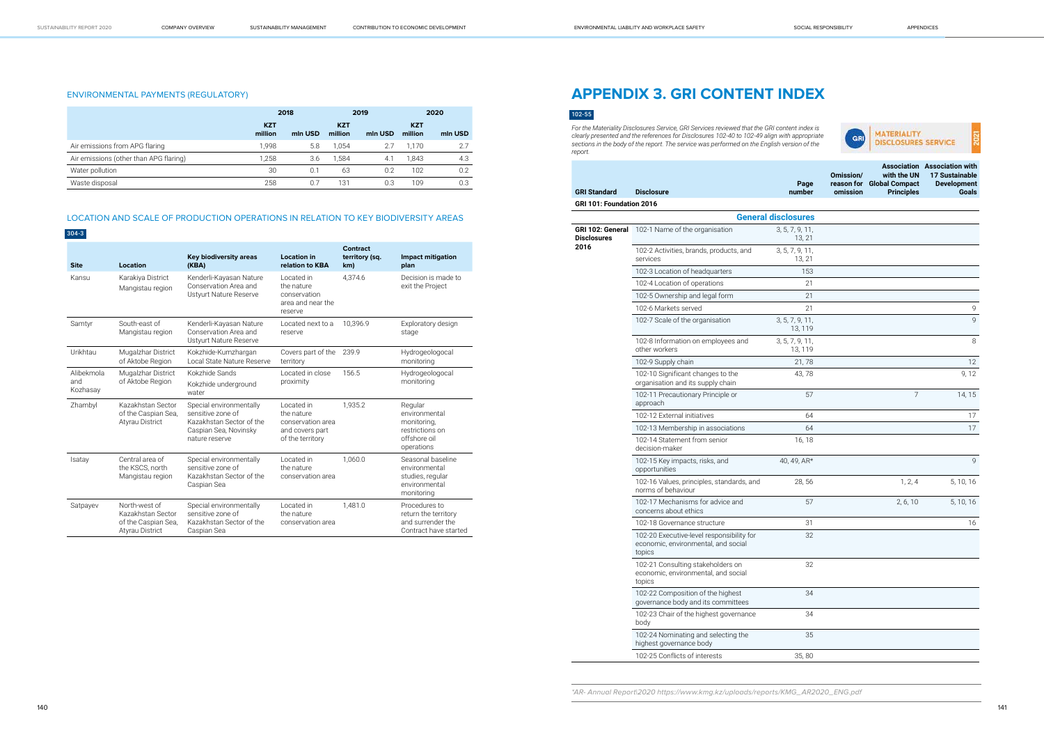## ENVIRONMENTAL PAYMENTS (REGULATORY)

| | 2018 | | 2019 | | 2020 | |
|---|---|---|---|---|---|---|
| | KZT million | mln USD | KZT million | mln USD | KZT million | mln USD |
| Air emissions from APG flaring | 1,998 | 5.8 | 1,054 | 2.7 | 1,170 | 2.7 |
| Air emissions (other than APG flaring) | 1,258 | 3.6 | 1,584 | 4.1 | 1,843 | 4.3 |
| Water pollution | 30 | 0.1 | 63 | 0.2 | 102 | 0.2 |
| Waste disposal | 258 | 0.7 | 131 | 0.3 | 109 | 0.3 |

## LOCATION AND SCALE OF PRODUCTION OPERATIONS IN RELATION TO KEY BIODIVERSITY AREAS

304-3

| Site | Location | Key biodiversity areas (KBA) | Location in relation to KBA | Contract territory (sq. km) | Impact mitigation plan |
|---|---|---|---|---|---|
| Kansu | Karakiya District Mangistau region | Kenderli-Kayasan Nature Conservation Area and Ustyurt Nature Reserve | Located in the nature conservation area and near the reserve | 4,374.6 | Decision is made to exit the Project |
| Samtyr | South-east of Mangistau region | Kenderli-Kayasan Nature Conservation Area and Ustyurt Nature Reserve | Located next to a reserve | 10,396.9 | Exploratory design stage |
| Urikhtau | Mugalzhar District of Aktobe Region | Kokzhide-Kumzhargan Local State Nature Reserve | Covers part of the territory | 239.9 | Hydrogeologocal monitoring |
| Alibekmola and Kozhasay | Mugalzhar District of Aktobe Region | Kokzhide Sands<br>Kokzhide underground water | Located in close proximity | 156.5 | Hydrogeologocal monitoring |
| Zhambyl | Kazakhstan Sector of the Caspian Sea, Atyrau District | Special environmentally sensitive zone of Kazakhstan Sector of the Caspian Sea, Novinsky nature reserve | Located in the nature conservation area and covers part of the territory | 1,935.2 | Regular environmental monitoring, restrictions on offshore oil operations |
| Isatay | Central area of the KSCS, north Mangistau region | Special environmentally sensitive zone of Kazakhstan Sector of the Caspian Sea | Located in the nature conservation area | 1,060.0 | Seasonal baseline environmental studies, regular environmental monitoring |
| Satpayev | North-west of Kazakhstan Sector of the Caspian Sea, Atyrau District | Special environmentally sensitive zone of Kazakhstan Sector of the Caspian Sea | Located in the nature conservation area | 1,481.0 | Procedures to return the territory and surrender the Contract have started |

# APPENDIX 3. GRI CONTENT INDEX

102-55

*For the Materiality Disclosures Service, GRI Services reviewed that the GRI content index is clearly presented and the references for Disclosures 102-40 to 102-49 align with appropriate sections in the body of the report. The service was performed on the English version of the report.*

GRI MATERIALITY DISCLOSURES SERVICE 2021

| GRI Standard | Disclosure | Page number | Omission/ reason for omission | Association with the UN Global Compact Principles | Association with 17 Sustainable Development Goals |
|---|---|---|---|---|---|
| GRI 101: Foundation 2016 | | | | | |
| | General disclosures | | | | |
| GRI 102: General Disclosures 2016 | 102-1 Name of the organisation | 3, 5, 7, 9, 11, 13, 21 | | | |
| | 102-2 Activities, brands, products, and services | 3, 5, 7, 9, 11, 13, 21 | | | |
| | 102-3 Location of headquarters | 153 | | | |
| | 102-4 Location of operations | 21 | | | |
| | 102-5 Ownership and legal form | 21 | | | |
| | 102-6 Markets served | 21 | | | 9 |
| | 102-7 Scale of the organisation | 3, 5, 7, 9, 11, 13, 119 | | | 9 |
| | 102-8 Information on employees and other workers | 3, 5, 7, 9, 11, 13, 119 | | | 8 |
| | 102-9 Supply chain | 21, 78 | | | 12 |
| | 102-10 Significant changes to the organisation and its supply chain | 43, 78 | | | 9, 12 |
| | 102-11 Precautionary Principle or approach | 57 | | 7 | 14, 15 |
| | 102-12 External initiatives | 64 | | | 17 |
| | 102-13 Membership in associations | 64 | | | 17 |
| | 102-14 Statement from senior decision-maker | 16, 18 | | | |
| | 102-15 Key impacts, risks, and opportunities | 40, 49, AR* | | | 9 |
| | 102-16 Values, principles, standards, and norms of behaviour | 28, 56 | | 1, 2, 4 | 5, 10, 16 |
| | 102-17 Mechanisms for advice and concerns about ethics | 57 | | 2, 6, 10 | 5, 10, 16 |
| | 102-18 Governance structure | 31 | | | 16 |
| | 102-20 Executive-level responsibility for economic, environmental, and social topics | 32 | | | |
| | 102-21 Consulting stakeholders on economic, environmental, and social topics | 32 | | | |
| | 102-22 Composition of the highest governance body and its committees | 34 | | | |
| | 102-23 Chair of the highest governance body | 34 | | | |
| | 102-24 Nominating and selecting the highest governance body | 35 | | | |
| | 102-25 Conflicts of interests | 35, 80 | | | |

*\*AR- Annual Report2020 https://www.kmg.kz/uploads/reports/KMG_AR2020_ENG.pdf*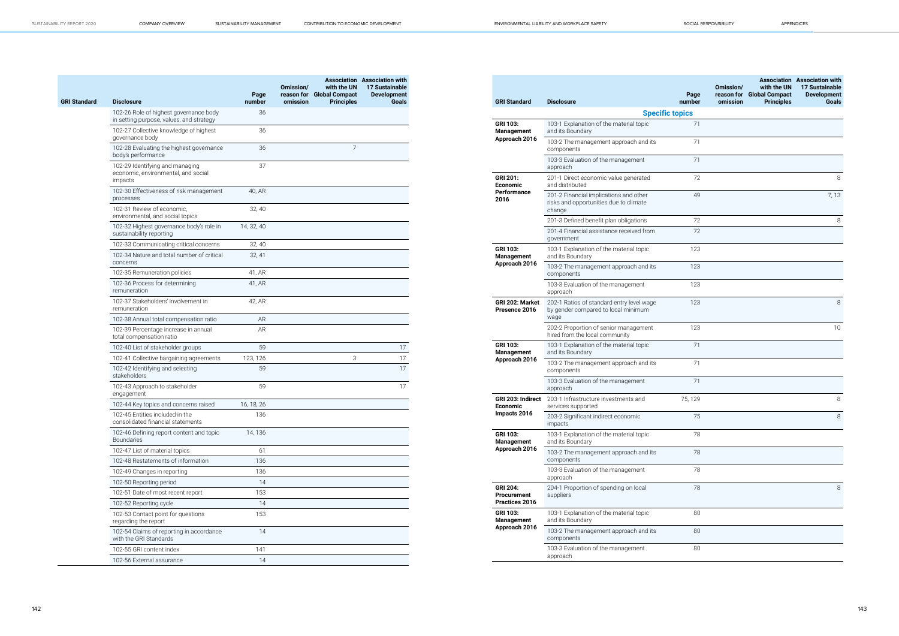| GRI Standard | Disclosure | Page number | Omission/ reason for omission | Association with the UN Global Compact Principles | Association with 17 Sustainable Development Goals |
|---|---|---|---|---|---|
| | 102-26 Role of highest governance body in setting purpose, values, and strategy | 36 | | | |
| | 102-27 Collective knowledge of highest governance body | 36 | | | |
| | 102-28 Evaluating the highest governance body's performance | 36 | | 7 | |
| | 102-29 Identifying and managing economic, environmental, and social impacts | 37 | | | |
| | 102-30 Effectiveness of risk management processes | 40, AR | | | |
| | 102-31 Review of economic, environmental, and social topics | 32, 40 | | | |
| | 102-32 Highest governance body's role in sustainability reporting | 14, 32, 40 | | | |
| | 102-33 Communicating critical concerns | 32, 40 | | | |
| | 102-34 Nature and total number of critical concerns | 32, 41 | | | |
| | 102-35 Remuneration policies | 41, AR | | | |
| | 102-36 Process for determining remuneration | 41, AR | | | |
| | 102-37 Stakeholders' involvement in remuneration | 42, AR | | | |
| | 102-38 Annual total compensation ratio | AR | | | |
| | 102-39 Percentage increase in annual total compensation ratio | AR | | | |
| | 102-40 List of stakeholder groups | 59 | | | 17 |
| | 102-41 Collective bargaining agreements | 123, 126 | | 3 | 17 |
| | 102-42 Identifying and selecting stakeholders | 59 | | | 17 |
| | 102-43 Approach to stakeholder engagement | 59 | | | 17 |
| | 102-44 Key topics and concerns raised | 16, 18, 26 | | | |
| | 102-45 Entities included in the consolidated financial statements | 136 | | | |
| | 102-46 Defining report content and topic Boundaries | 14, 136 | | | |
| | 102-47 List of material topics | 61 | | | |
| | 102-48 Restatements of information | 136 | | | |
| | 102-49 Changes in reporting | 136 | | | |
| | 102-50 Reporting period | 14 | | | |
| | 102-51 Date of most recent report | 153 | | | |
| | 102-52 Reporting cycle | 14 | | | |
| | 102-53 Contact point for questions regarding the report | 153 | | | |
| | 102-54 Claims of reporting in accordance with the GRI Standards | 14 | | | |
| | 102-55 GRI content index | 141 | | | |
| | 102-56 External assurance | 14 | | | |

| GRI Standard | Disclosure | Page number | Omission/ reason for omission | Association with the UN Global Compact Principles | Association with 17 Sustainable Development Goals |
|---|---|---|---|---|---|
| | **Specific topics** | | | | |
| **GRI 103: Management Approach 2016** | 103-1 Explanation of the material topic and its Boundary | 71 | | | |
| | 103-2 The management approach and its components | 71 | | | |
| | 103-3 Evaluation of the management approach | 71 | | | |
| **GRI 201: Economic Performance 2016** | 201-1 Direct economic value generated and distributed | 72 | | | 8 |
| | 201-2 Financial implications and other risks and opportunities due to climate change | 49 | | | 7, 13 |
| | 201-3 Defined benefit plan obligations | 72 | | | 8 |
| | 201-4 Financial assistance received from government | 72 | | | |
| **GRI 103: Management Approach 2016** | 103-1 Explanation of the material topic and its Boundary | 123 | | | |
| | 103-2 The management approach and its components | 123 | | | |
| | 103-3 Evaluation of the management approach | 123 | | | |
| **GRI 202: Market Presence 2016** | 202-1 Ratios of standard entry level wage by gender compared to local minimum wage | 123 | | | 8 |
| | 202-2 Proportion of senior management hired from the local community | 123 | | | 10 |
| **GRI 103: Management Approach 2016** | 103-1 Explanation of the material topic and its Boundary | 71 | | | |
| | 103-2 The management approach and its components | 71 | | | |
| | 103-3 Evaluation of the management approach | 71 | | | |
| **GRI 203: Indirect Economic Impacts 2016** | 203-1 Infrastructure investments and services supported | 75, 129 | | | 8 |
| | 203-2 Significant indirect economic impacts | 75 | | | 8 |
| **GRI 103: Management Approach 2016** | 103-1 Explanation of the material topic and its Boundary | 78 | | | |
| | 103-2 The management approach and its components | 78 | | | |
| | 103-3 Evaluation of the management approach | 78 | | | |
| **GRI 204: Procurement Practices 2016** | 204-1 Proportion of spending on local suppliers | 78 | | | 8 |
| **GRI 103: Management Approach 2016** | 103-1 Explanation of the material topic and its Boundary | 80 | | | |
| | 103-2 The management approach and its components | 80 | | | |
| | 103-3 Evaluation of the management approach | 80 | | | |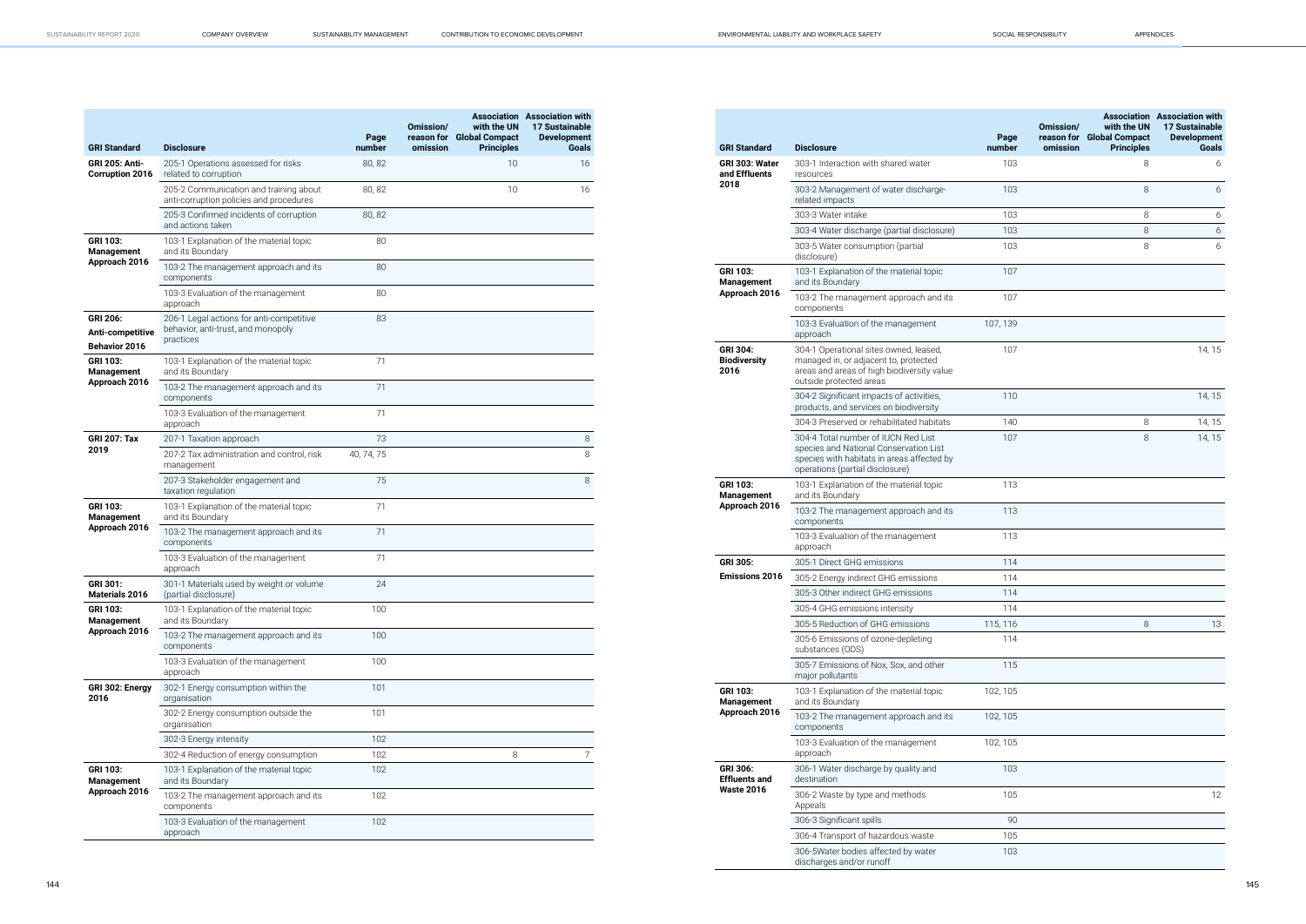| GRI Standard | Disclosure | Page number | Omission/ reason for omission | Association with the UN Global Compact Principles | Association with 17 Sustainable Development Goals |
|---|---|---|---|---|---|
| GRI 205: Anti-Corruption 2016 | 205-1 Operations assessed for risks related to corruption | 80, 82 | | 10 | 16 |
| | 205-2 Communication and training about anti-corruption policies and procedures | 80, 82 | | 10 | 16 |
| | 205-3 Confirmed incidents of corruption and actions taken | 80, 82 | | | |
| GRI 103: Management Approach 2016 | 103-1 Explanation of the material topic and its Boundary | 80 | | | |
| | 103-2 The management approach and its components | 80 | | | |
| | 103-3 Evaluation of the management approach | 80 | | | |
| GRI 206: Anti-competitive Behavior 2016 | 206-1 Legal actions for anti-competitive behavior, anti-trust, and monopoly practices | 83 | | | |
| GRI 103: Management Approach 2016 | 103-1 Explanation of the material topic and its Boundary | 71 | | | |
| | 103-2 The management approach and its components | 71 | | | |
| | 103-3 Evaluation of the management approach | 71 | | | |
| GRI 207: Tax 2019 | 207-1 Taxation approach | 73 | | | 8 |
| | 207-2 Tax administration and control, risk management | 40, 74, 75 | | | 8 |
| | 207-3 Stakeholder engagement and taxation regulation | 75 | | | 8 |
| GRI 103: Management Approach 2016 | 103-1 Explanation of the material topic and its Boundary | 71 | | | |
| | 103-2 The management approach and its components | 71 | | | |
| | 103-3 Evaluation of the management approach | 71 | | | |
| GRI 301: Materials 2016 | 301-1 Materials used by weight or volume (partial disclosure) | 24 | | | |
| GRI 103: Management Approach 2016 | 103-1 Explanation of the material topic and its Boundary | 100 | | | |
| | 103-2 The management approach and its components | 100 | | | |
| | 103-3 Evaluation of the management approach | 100 | | | |
| GRI 302: Energy 2016 | 302-1 Energy consumption within the organisation | 101 | | | |
| | 302-2 Energy consumption outside the organisation | 101 | | | |
| | 302-3 Energy intensity | 102 | | | |
| | 302-4 Reduction of energy consumption | 102 | | 8 | 7 |
| GRI 103: Management Approach 2016 | 103-1 Explanation of the material topic and its Boundary | 102 | | | |
| | 103-2 The management approach and its components | 102 | | | |
| | 103-3 Evaluation of the management approach | 102 | | | |

| GRI Standard | Disclosure | Page number | Omission/ reason for omission | Association with the UN Global Compact Principles | Association with 17 Sustainable Development Goals |
|---|---|---|---|---|---|
| GRI 303: Water and Effluents 2018 | 303-1 Interaction with shared water resources | 103 | | 8 | 6 |
| | 303-2 Management of water discharge-related impacts | 103 | | 8 | 6 |
| | 303-3 Water intake | 103 | | 8 | 6 |
| | 303-4 Water discharge (partial disclosure) | 103 | | 8 | 6 |
| | 303-5 Water consumption (partial disclosure) | 103 | | 8 | 6 |
| GRI 103: Management Approach 2016 | 103-1 Explanation of the material topic and its Boundary | 107 | | | |
| | 103-2 The management approach and its components | 107 | | | |
| | 103-3 Evaluation of the management approach | 107, 139 | | | |
| GRI 304: Biodiversity 2016 | 304-1 Operational sites owned, leased, managed in, or adjacent to, protected areas and areas of high biodiversity value outside protected areas | 107 | | | 14, 15 |
| | 304-2 Significant impacts of activities, products, and services on biodiversity | 110 | | | 14, 15 |
| | 304-3 Preserved or rehabilitated habitats | 140 | | 8 | 14, 15 |
| | 304-4 Total number of IUCN Red List species and National Conservation List species with habitats in areas affected by operations (partial disclosure) | 107 | | 8 | 14, 15 |
| GRI 103: Management Approach 2016 | 103-1 Explanation of the material topic and its Boundary | 113 | | | |
| | 103-2 The management approach and its components | 113 | | | |
| | 103-3 Evaluation of the management approach | 113 | | | |
| GRI 305: Emissions 2016 | 305-1 Direct GHG emissions | 114 | | | |
| | 305-2 Energy indirect GHG emissions | 114 | | | |
| | 305-3 Other indirect GHG emissions | 114 | | | |
| | 305-4 GHG emissions intensity | 114 | | | |
| | 305-5 Reduction of GHG emissions | 115, 116 | | 8 | 13 |
| | 305-6 Emissions of ozone-depleting substances (ODS) | 114 | | | |
| | 305-7 Emissions of Nox, Sox, and other major pollutants | 115 | | | |
| GRI 103: Management Approach 2016 | 103-1 Explanation of the material topic and its Boundary | 102, 105 | | | |
| | 103-2 The management approach and its components | 102, 105 | | | |
| | 103-3 Evaluation of the management approach | 102, 105 | | | |
| GRI 306: Effluents and Waste 2016 | 306-1 Water discharge by quality and destination | 103 | | | |
| | 306-2 Waste by type and methods Appeals | 105 | | | 12 |
| | 306-3 Significant spills | 90 | | | |
| | 306-4 Transport of hazardous waste | 105 | | | |
| | 306-5Water bodies affected by water discharges and/or runoff | 103 | | | |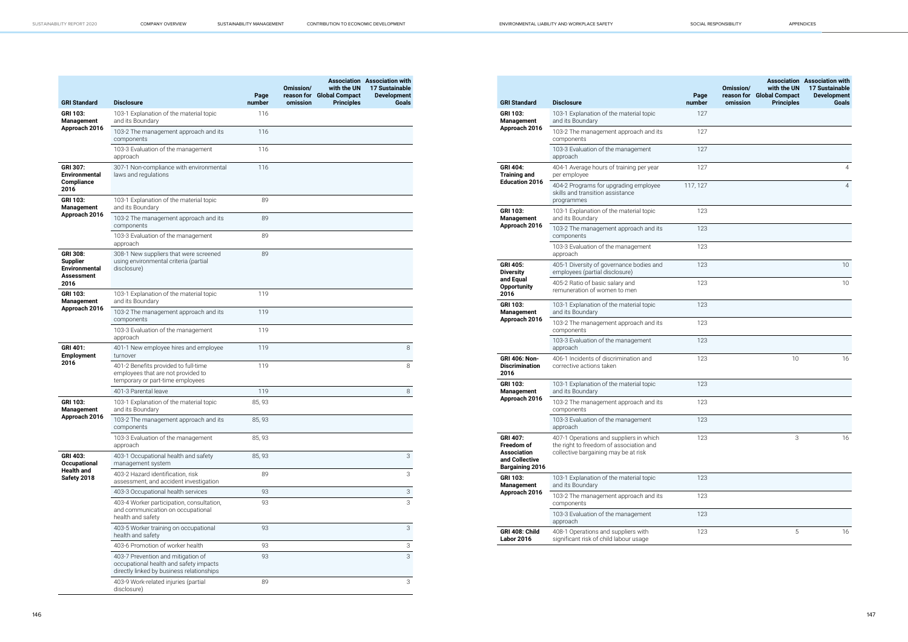| GRI Standard | Disclosure | Page number | Omission/ reason for omission | Association with the UN Global Compact Principles | Association with 17 Sustainable Development Goals |
|---|---|---|---|---|---|
| GRI 103: Management Approach 2016 | 103-1 Explanation of the material topic and its Boundary | 116 | | | |
| | 103-2 The management approach and its components | 116 | | | |
| | 103-3 Evaluation of the management approach | 116 | | | |
| GRI 307: Environmental Compliance 2016 | 307-1 Non-compliance with environmental laws and regulations | 116 | | | |
| GRI 103: Management Approach 2016 | 103-1 Explanation of the material topic and its Boundary | 89 | | | |
| | 103-2 The management approach and its components | 89 | | | |
| | 103-3 Evaluation of the management approach | 89 | | | |
| GRI 308: Supplier Environmental Assessment 2016 | 308-1 New suppliers that were screened using environmental criteria (partial disclosure) | 89 | | | |
| GRI 103: Management Approach 2016 | 103-1 Explanation of the material topic and its Boundary | 119 | | | |
| | 103-2 The management approach and its components | 119 | | | |
| | 103-3 Evaluation of the management approach | 119 | | | |
| GRI 401: Employment 2016 | 401-1 New employee hires and employee turnover | 119 | | | 8 |
| | 401-2 Benefits provided to full-time employees that are not provided to temporary or part-time employees | 119 | | | 8 |
| | 401-3 Parental leave | 119 | | | 8 |
| GRI 103: Management Approach 2016 | 103-1 Explanation of the material topic and its Boundary | 85, 93 | | | |
| | 103-2 The management approach and its components | 85, 93 | | | |
| | 103-3 Evaluation of the management approach | 85, 93 | | | |
| GRI 403: Occupational Health and Safety 2018 | 403-1 Occupational health and safety management system | 85, 93 | | | 3 |
| | 403-2 Hazard identification, risk assessment, and accident investigation | 89 | | | 3 |
| | 403-3 Occupational health services | 93 | | | 3 |
| | 403-4 Worker participation, consultation, and communication on occupational health and safety | 93 | | | 3 |
| | 403-5 Worker training on occupational health and safety | 93 | | | 3 |
| | 403-6 Promotion of worker health | 93 | | | 3 |
| | 403-7 Prevention and mitigation of occupational health and safety impacts directly linked by business relationships | 93 | | | 3 |
| | 403-9 Work-related injuries (partial disclosure) | 89 | | | 3 |

| GRI Standard | Disclosure | Page number | Omission/ reason for omission | Association with the UN Global Compact Principles | Association with 17 Sustainable Development Goals |
|---|---|---|---|---|---|
| GRI 103: Management Approach 2016 | 103-1 Explanation of the material topic and its Boundary | 127 | | | |
| | 103-2 The management approach and its components | 127 | | | |
| | 103-3 Evaluation of the management approach | 127 | | | |
| GRI 404: Training and Education 2016 | 404-1 Average hours of training per year per employee | 127 | | | 4 |
| | 404-2 Programs for upgrading employee skills and transition assistance programmes | 117, 127 | | | 4 |
| GRI 103: Management Approach 2016 | 103-1 Explanation of the material topic and its Boundary | 123 | | | |
| | 103-2 The management approach and its components | 123 | | | |
| | 103-3 Evaluation of the management approach | 123 | | | |
| GRI 405: Diversity and Equal Opportunity 2016 | 405-1 Diversity of governance bodies and employees (partial disclosure) | 123 | | | 10 |
| | 405-2 Ratio of basic salary and remuneration of women to men | 123 | | | 10 |
| GRI 103: Management Approach 2016 | 103-1 Explanation of the material topic and its Boundary | 123 | | | |
| | 103-2 The management approach and its components | 123 | | | |
| | 103-3 Evaluation of the management approach | 123 | | | |
| GRI 406: Non-Discrimination 2016 | 406-1 Incidents of discrimination and corrective actions taken | 123 | | 10 | 16 |
| GRI 103: Management Approach 2016 | 103-1 Explanation of the material topic and its Boundary | 123 | | | |
| | 103-2 The management approach and its components | 123 | | | |
| | 103-3 Evaluation of the management approach | 123 | | | |
| GRI 407: Freedom of Association and Collective Bargaining 2016 | 407-1 Operations and suppliers in which the right to freedom of association and collective bargaining may be at risk | 123 | | 3 | 16 |
| GRI 103: Management Approach 2016 | 103-1 Explanation of the material topic and its Boundary | 123 | | | |
| | 103-2 The management approach and its components | 123 | | | |
| | 103-3 Evaluation of the management approach | 123 | | | |
| GRI 408: Child Labor 2016 | 408-1 Operations and suppliers with significant risk of child labour usage | 123 | | 5 | 16 |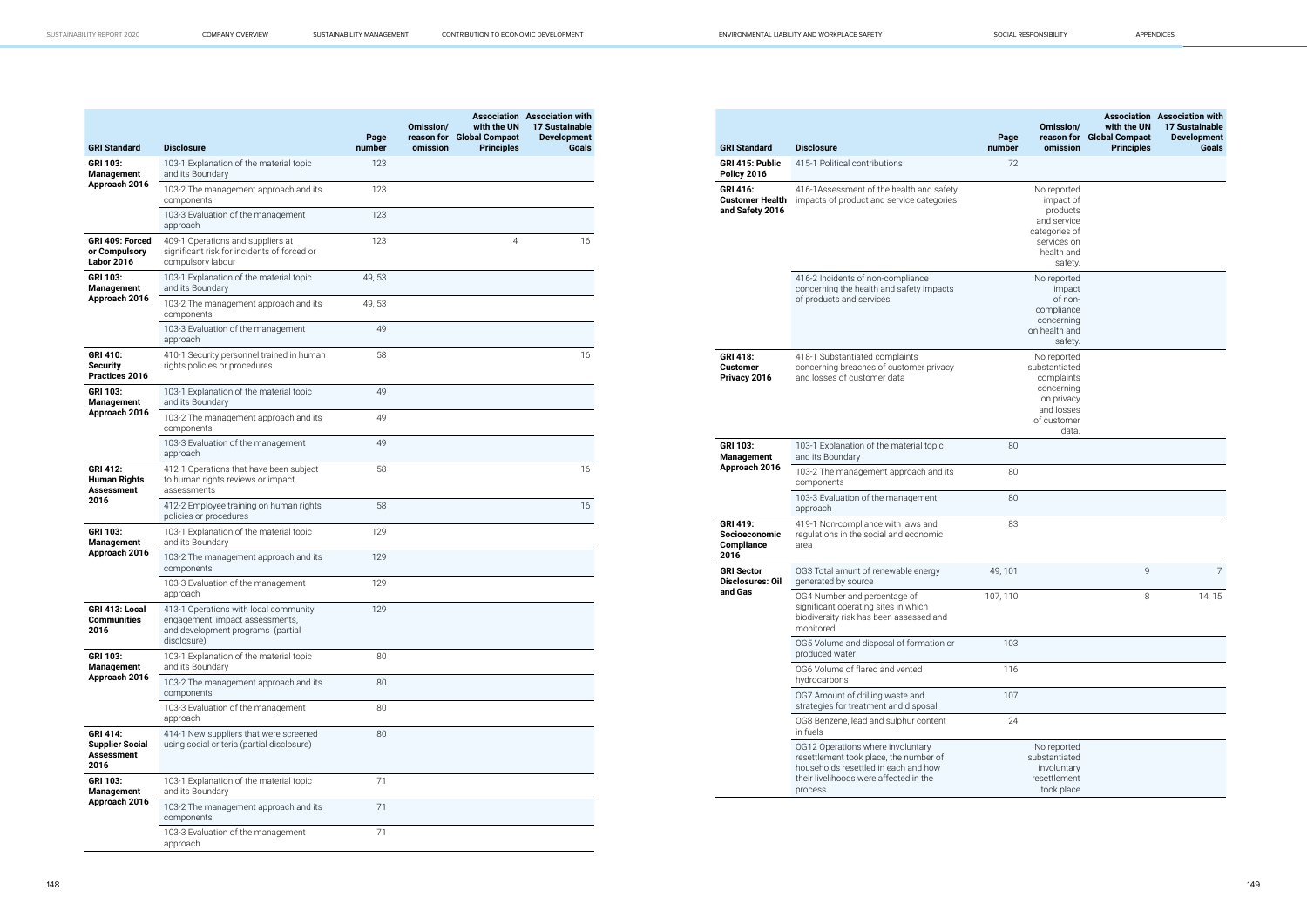| GRI Standard | Disclosure | Page number | Omission/ reason for omission | Association with the UN Global Compact Principles | Association with 17 Sustainable Development Goals |
|---|---|---|---|---|---|
| GRI 103: Management Approach 2016 | 103-1 Explanation of the material topic and its Boundary | 123 | | | |
| | 103-2 The management approach and its components | 123 | | | |
| | 103-3 Evaluation of the management approach | 123 | | | |
| GRI 409: Forced or Compulsory Labor 2016 | 409-1 Operations and suppliers at significant risk for incidents of forced or compulsory labour | 123 | | 4 | 16 |
| GRI 103: Management Approach 2016 | 103-1 Explanation of the material topic and its Boundary | 49, 53 | | | |
| | 103-2 The management approach and its components | 49, 53 | | | |
| | 103-3 Evaluation of the management approach | 49 | | | |
| GRI 410: Security Practices 2016 | 410-1 Security personnel trained in human rights policies or procedures | 58 | | | 16 |
| GRI 103: Management Approach 2016 | 103-1 Explanation of the material topic and its Boundary | 49 | | | |
| | 103-2 The management approach and its components | 49 | | | |
| | 103-3 Evaluation of the management approach | 49 | | | |
| GRI 412: Human Rights Assessment 2016 | 412-1 Operations that have been subject to human rights reviews or impact assessments | 58 | | | 16 |
| | 412-2 Employee training on human rights policies or procedures | 58 | | | 16 |
| GRI 103: Management Approach 2016 | 103-1 Explanation of the material topic and its Boundary | 129 | | | |
| | 103-2 The management approach and its components | 129 | | | |
| | 103-3 Evaluation of the management approach | 129 | | | |
| GRI 413: Local Communities 2016 | 413-1 Operations with local community engagement, impact assessments, and development programs (partial disclosure) | 129 | | | |
| GRI 103: Management Approach 2016 | 103-1 Explanation of the material topic and its Boundary | 80 | | | |
| | 103-2 The management approach and its components | 80 | | | |
| | 103-3 Evaluation of the management approach | 80 | | | |
| GRI 414: Supplier Social Assessment 2016 | 414-1 New suppliers that were screened using social criteria (partial disclosure) | 80 | | | |
| GRI 103: Management Approach 2016 | 103-1 Explanation of the material topic and its Boundary | 71 | | | |
| | 103-2 The management approach and its components | 71 | | | |
| | 103-3 Evaluation of the management approach | 71 | | | |
| GRI 415: Public Policy 2016 | 415-1 Political contributions | 72 | | | |
| GRI 416: Customer Health and Safety 2016 | 416-1Assessment of the health and safety impacts of product and service categories | | No reported impact of products and service categories of services on health and safety. | | |
| | 416-2 Incidents of non-compliance concerning the health and safety impacts of products and services | | No reported impact of non-compliance concerning on health and safety. | | |
| GRI 418: Customer Privacy 2016 | 418-1 Substantiated complaints concerning breaches of customer privacy and losses of customer data | | No reported substantiated complaints concerning on privacy and losses of customer data. | | |
| GRI 103: Management Approach 2016 | 103-1 Explanation of the material topic and its Boundary | 80 | | | |
| | 103-2 The management approach and its components | 80 | | | |
| | 103-3 Evaluation of the management approach | 80 | | | |
| GRI 419: Socioeconomic Compliance 2016 | 419-1 Non-compliance with laws and regulations in the social and economic area | 83 | | | |
| GRI Sector Disclosures: Oil and Gas | OG3 Total amunt of renewable energy generated by source | 49, 101 | | 9 | 7 |
| | OG4 Number and percentage of significant operating sites in which biodiversity risk has been assessed and monitored | 107, 110 | | 8 | 14, 15 |
| | OG5 Volume and disposal of formation or produced water | 103 | | | |
| | OG6 Volume of flared and vented hydrocarbons | 116 | | | |
| | OG7 Amount of drilling waste and strategies for treatment and disposal | 107 | | | |
| | OG8 Benzene, lead and sulphur content in fuels | 24 | | | |
| | OG12 Operations where involuntary resettlement took place, the number of households resettled in each and how their livelihoods were affected in the process | | No reported substantiated involuntary resettlement took place | | |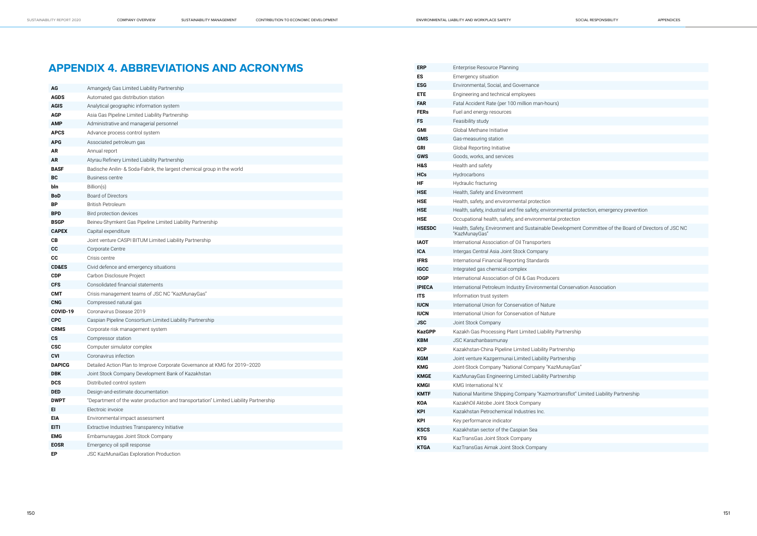# APPENDIX 4. ABBREVIATIONS AND ACRONYMS

| | |
|---|---|
| **AG** | Amangedy Gas Limited Liability Partnership |
| **AGDS** | Automated gas distribution station |
| **AGIS** | Analytical geographic information system |
| **AGP** | Asia Gas Pipeline Limited Liability Partnership |
| **AMP** | Administrative and managerial personnel |
| **APCS** | Advance process control system |
| **APG** | Associated petroleum gas |
| **AR** | Annual report |
| **AR** | Atyrau Refinery Limited Liability Partnership |
| **BASF** | Badische Anilin- & Soda-Fabrik, the largest chemical group in the world |
| **BC** | Business centre |
| **bln** | Billion(s) |
| **BoD** | Board of Directors |
| **BP** | British Petroleum |
| **BPD** | Bird protection devices |
| **BSGP** | Beineu-Shymkent Gas Pipeline Limited Liability Partnership |
| **CAPEX** | Capital expenditure |
| **CB** | Joint venture CASPI BITUM Limited Liability Partnership |
| **CC** | Corporate Centre |
| **CC** | Crisis centre |
| **CD&ES** | Civid defence and emergency situations |
| **CDP** | Carbon Disclosure Project |
| **CFS** | Consolidated financial statements |
| **CMT** | Crisis management teams of JSC NC "KazMunayGas" |
| **CNG** | Compressed natural gas |
| **COVID-19** | Coronavirus Disease 2019 |
| **CPC** | Caspian Pipeline Consortium Limited Liability Partnership |
| **CRMS** | Corporate risk management system |
| **CS** | Compressor station |
| **CSC** | Computer simulator complex |
| **CVI** | Coronavirus infection |
| **DAPICG** | Detailed Action Plan to Improve Corporate Governance at KMG for 2019–2020 |
| **DBK** | Joint Stock Company Development Bank of Kazakhstan |
| **DCS** | Distributed control system |
| **DED** | Design-and-estimate documentation |
| **DWPT** | "Department of the water production and transportation" Limited Liability Partnership |
| **EI** | Electroic invoice |
| **EIA** | Environmental impact assessment |
| **EITI** | Extractive Industries Transparency Initiative |
| **EMG** | Embamunaygas Joint Stock Company |
| **EOSR** | Emergency oil spill response |
| **EP** | JSC KazMunaiGas Exploration Production |
| **ERP** | Enterprise Resource Planning |
| **ES** | Emergency situation |
| **ESG** | Environmental, Social, and Governance |
| **ETE** | Engineering and technical employees |
| **FAR** | Fatal Accident Rate (per 100 million man-hours) |
| **FERs** | Fuel and energy resources |
| **FS** | Feasibility study |
| **GMI** | Global Methane Initiative |
| **GMS** | Gas-measuring station |
| **GRI** | Global Reporting Initiative |
| **GWS** | Goods, works, and services |
| **H&S** | Health and safety |
| **HCs** | Hydrocarbons |
| **HF** | Hydraulic fracturing |
| **HSE** | Health, Safety and Environment |
| **HSE** | Health, safety, and environmental protection |
| **HSE** | Health, safety, industrial and fire safety, environmental protection, emergency prevention |
| **HSE** | Occupational health, safety, and environmental protection |
| **HSESDC** | Health, Safety, Environment and Sustainable Development Committee of the Board of Directors of JSC NC "KazMunayGas" |
| **IAOT** | International Association of Oil Transporters |
| **ICA** | Intergas Central Asia Joint Stock Company |
| **IFRS** | International Financial Reporting Standards |
| **IGCC** | Integrated gas chemical complex |
| **IOGP** | International Association of Oil & Gas Producers |
| **IPIECA** | International Petroleum Industry Environmental Conservation Association |
| **ITS** | Information trust system |
| **IUCN** | International Union for Conservation of Nature |
| **IUCN** | International Union for Conservation of Nature |
| **JSC** | Joint Stock Company |
| **KazGPP** | Kazakh Gas Processing Plant Limited Liability Partnership |
| **KBM** | JSC Karazhanbasmunay |
| **KCP** | Kazakhstan-China Pipeline Limited Liability Partnership |
| **KGM** | Joint venture Kazgermunai Limited Liability Partnership |
| **KMG** | Joint-Stock Company "National Company "KazMunayGas" |
| **KMGE** | KazMunayGas Engineering Limited Liability Partnership |
| **KMGI** | KMG International N.V. |
| **KMTF** | National Maritime Shipping Company "Kazmortransflot" Limited Liability Partnership |
| **KOA** | KazakhOil Aktobe Joint Stock Company |
| **KPI** | Kazakhstan Petrochemical Industries Inc. |
| **KPI** | Key performance indicator |
| **KSCS** | Kazakhstan sector of the Caspian Sea |
| **KTG** | KazTransGas Joint Stock Company |
| **KTGA** | KazTransGas Aimak Joint Stock Company |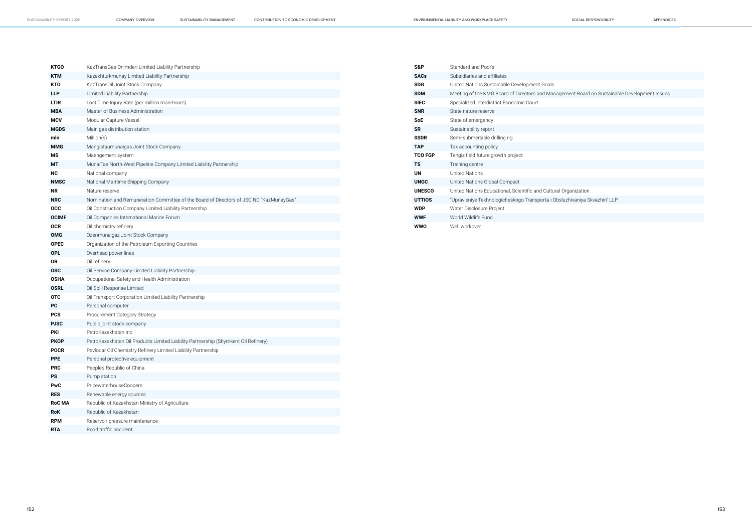| | |
|---|---|
| **KTGO** | KazTransGas Onimderi Limited Liability Partnership |
| **KTM** | Kazakhturkmunay Limited Liability Partnership |
| **KTO** | KazTransOil Joint Stock Company |
| **LLP** | Limited Liability Partnership |
| **LTIR** | Lost Time Injury Rate (per million man-hours) |
| **MBA** | Master of Business Administration |
| **MCV** | Modular Capture Vessel |
| **MGDS** | Main gas distribution station |
| **mln** | Million(s) |
| **MMG** | Mangistaumunaigas Joint Stock Company |
| **MS** | Maangement system |
| **MT** | MunaiTas North-West Pipeline Company Limited Liability Partnership |
| **NC** | National company |
| **NMSC** | National Maritime Shipping Company |
| **NR** | Nature reserve |
| **NRC** | Nomination and Remuneration Committee of the Board of Directors of JSC NC "KazMunayGas" |
| **OCC** | Oil Construction Company Limited Liability Partnership |
| **OCIMF** | Oil Companies International Marine Forum |
| **OCR** | Oil chemistry refinery |
| **OMG** | Ozenmunaigaz Joint Stock Company |
| **OPEC** | Organization of the Petroleum Exporting Countries |
| **OPL** | Overhead power lines |
| **OR** | Oil refinery |
| **OSC** | Oil Service Company Limited Liability Partnership |
| **OSHA** | Occupational Safety and Health Administration |
| **OSRL** | Oil Spill Response Limited |
| **OTC** | Oil Transport Corporation Limited Liability Partnership |
| **PC** | Personal computer |
| **PCS** | Procurement Category Strategy |
| **PJSC** | Public joint stock company |
| **PKI** | PetroKazakhstan Inc. |
| **PKOP** | PetroKazakhstan Oil Products Limited Liability Partnership (Shymkent Oil Refinery) |
| **POCR** | Pavlodar Oil Chemistry Refinery Limited Liability Partnership |
| **PPE** | Personal protective equipment |
| **PRC** | People's Republic of China |
| **PS** | Pump station |
| **PwC** | PricewaterhouseCoopers |
| **RES** | Renewable energy sources |
| **RoC MA** | Republic of Kazakhstan Ministry of Agriculture |
| **RoK** | Republic of Kazakhstan |
| **RPM** | Reservoir pressure maintenance |
| **RTA** | Road traffic accident |
| **S&P** | Standard and Poor's |
| **SACs** | Subsidiaries and affiliates |
| **SDG** | United Nations Sustainable Development Goals |
| **SDM** | Meeting of the KMG Board of Directors and Management Board on Sustainable Development Issues |
| **SIEC** | Specialized Interdistrict Economic Court |
| **SNR** | State nature reserve |
| **SoE** | State of emergency |
| **SR** | Sustainability report |
| **SSDR** | Semi-submersible drilling rig |
| **TAP** | Tax accounting policy |
| **TCO FGP** | Tengiz field future growth project |
| **TS** | Training centre |
| **UN** | United Nations |
| **UNGC** | United Nations Global Compact |
| **UNESCO** | United Nations Educational, Scientific and Cultural Organization |
| **UTTiOS** | "Upravleniye Tekhnologicheskogo Transporta i Obsluzhivaniya Skvazhin" LLP |
| **WDP** | Water Disclosure Project |
| **WWF** | World Wildlife Fund |
| **WWO** | Well workover |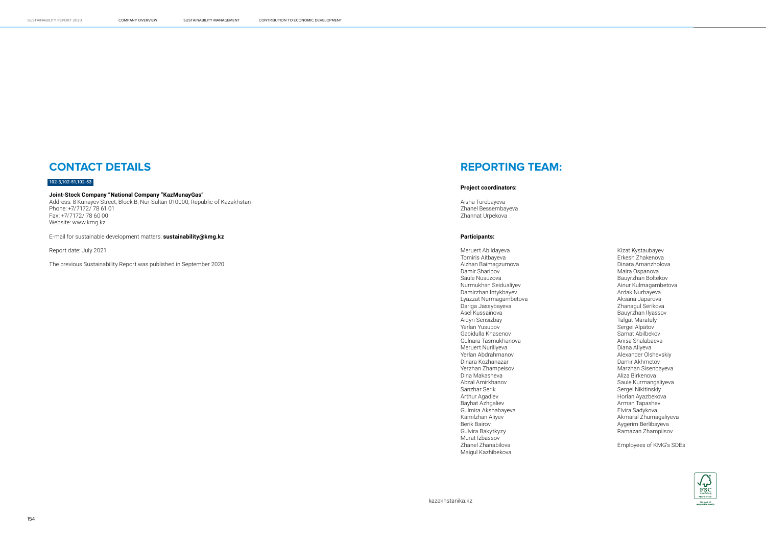## CONTACT DETAILS

102-3,102-51,102-53

**Joint-Stock Company "National Company "KazMunayGas"**
Address: 8 Kunayev Street, Block B, Nur-Sultan 010000, Republic of Kazakhstan
Phone: +7/7172/ 78 61 01
Fax: +7/7172/ 78 60 00
Website: www.kmg.kz

E-mail for sustainable development matters: **sustainability@kmg.kz**

Report date: July 2021

The previous Sustainability Report was published in September 2020.

## REPORTING TEAM:

**Project coordinators:**

Aisha Turebayeva
Zhanel Bessembayeva
Zhannat Urpekova

**Participants:**

Meruert Abildayeva
Tomiris Aitbayeva
Aizhan Baimagzumova
Damir Sharipov
Saule Nusuzova
Nurmukhan Seidualiyev
Damirzhan Intykbayev
Lyazzat Nurmagambetova
Dariga Jassybayeva
Asel Kussainova
Aidyn Sensizbay
Yerlan Yusupov
Gabidulla Khasenov
Gulnara Tasmukhanova
Meruert Nuriliyeva
Yerlan Abdrahmanov
Dinara Kozhanazar
Yerzhan Zhampeisov
Dina Makasheva
Abzal Amirkhanov
Sanzhar Serik
Arthur Agadiev
Bayhat Azhgaliev
Gulmira Akshabayeva
Kamilzhan Aliyev
Berik Bairov
Gulvira Bakytkyzy
Murat Izbassov
Zhanel Zhanabilova
Maigul Kazhibekova
Kizat Kystaubayev
Erkesh Zhakenova
Dinara Amanzholova
Maira Ospanova
Bauyrzhan Boltekov
Ainur Kulmagambetova
Ardak Nurbayeva
Aksana Japarova
Zhanagul Serikova
Bauyrzhan Ilyassov
Talgat Maratuly
Sergei Alpatov
Samat Abilbekov
Anisa Shalabaeva
Diana Aliyeva
Alexander Olshevskiy
Damir Akhmetov
Marzhan Sisenbayeva
Aliza Birkenova
Saule Kurmangaliyeva
Sergei Nikitinskiy
Horlan Ayazbekova
Arman Tapashev
Elvira Sadykova
Akmaral Zhumagaliyeva
Aygerim Berlibayeva
Ramazan Zhampiisov

Employees of KMG's SDEs

kazakhstanika.kz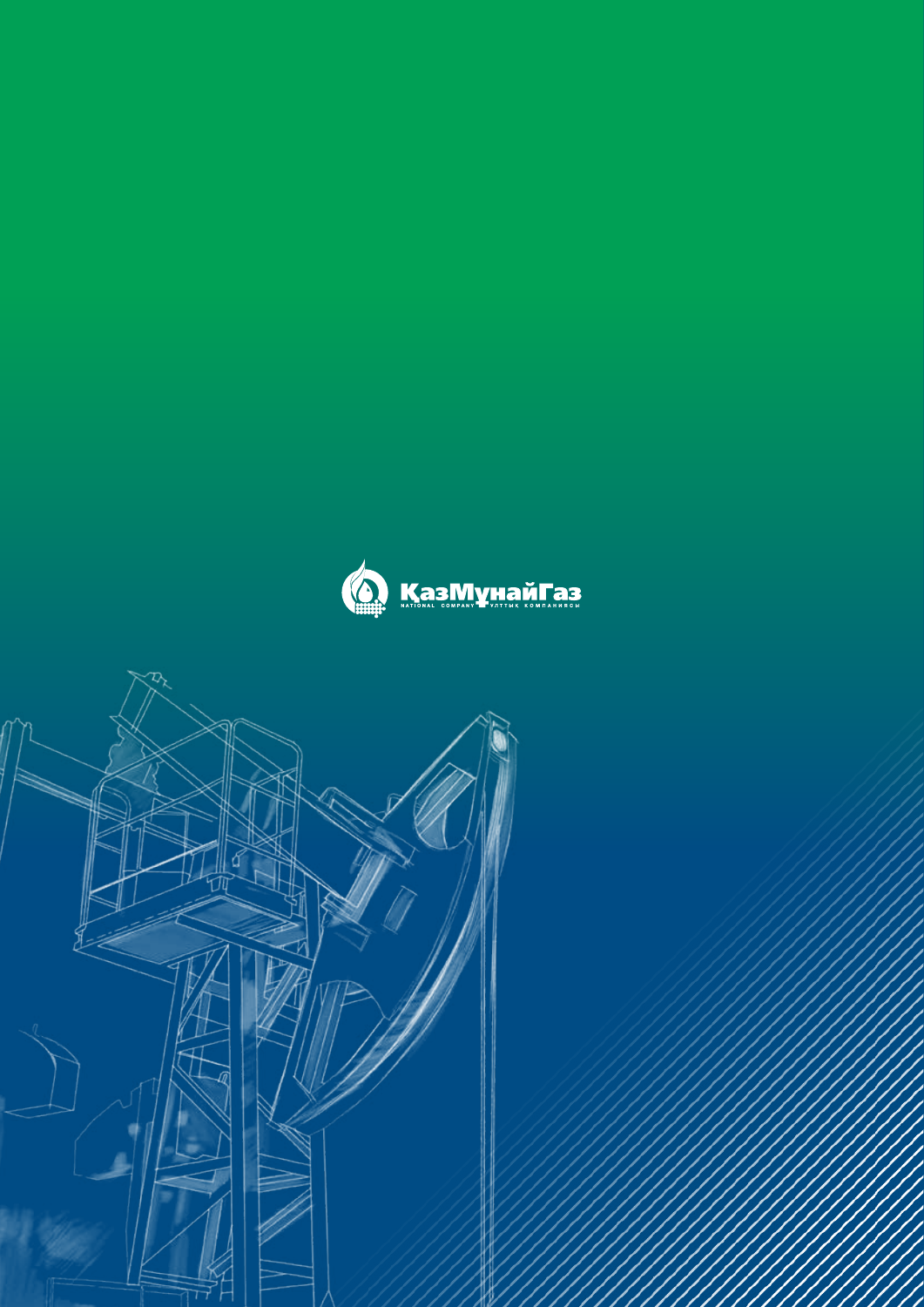КазМунайГаз

NATIONAL COMPANY ҰЛТТЫҚ КОМПАНИЯСЫ